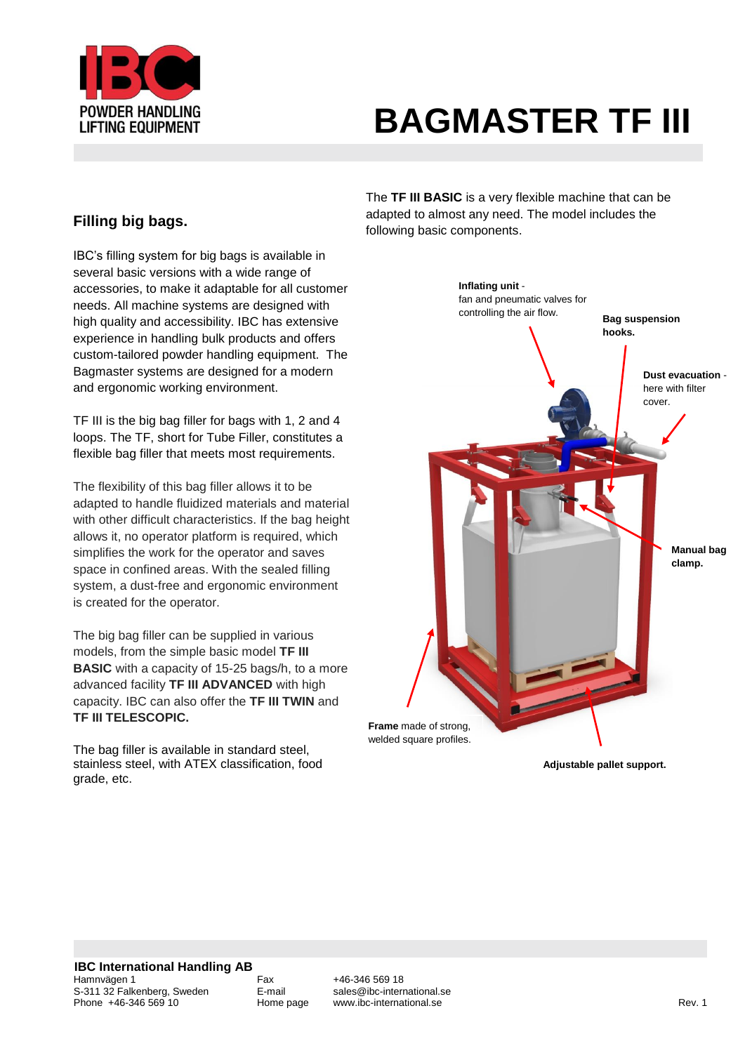# BAGMASTER TF III

POWDER HANDLING
LIFTING EQUIPMENT

## Filling big bags.

IBC's filling system for big bags is available in several basic versions with a wide range of accessories, to make it adaptable for all customer needs. All machine systems are designed with high quality and accessibility. IBC has extensive experience in handling bulk products and offers custom-tailored powder handling equipment. The Bagmaster systems are designed for a modern and ergonomic working environment.

TF III is the big bag filler for bags with 1, 2 and 4 loops. The TF, short for Tube Filler, constitutes a flexible bag filler that meets most requirements.

The flexibility of this bag filler allows it to be adapted to handle fluidized materials and material with other difficult characteristics. If the bag height allows it, no operator platform is required, which simplifies the work for the operator and saves space in confined areas. With the sealed filling system, a dust-free and ergonomic environment is created for the operator.

The big bag filler can be supplied in various models, from the simple basic model **TF III BASIC** with a capacity of 15-25 bags/h, to a more advanced facility **TF III ADVANCED** with high capacity. IBC can also offer the **TF III TWIN** and **TF III TELESCOPIC.**

The bag filler is available in standard steel, stainless steel, with ATEX classification, food grade, etc.

The **TF III BASIC** is a very flexible machine that can be adapted to almost any need. The model includes the following basic components.

**Inflating unit** - fan and pneumatic valves for controlling the air flow.

**Bag suspension hooks.**

**Dust evacuation** - here with filter cover.

**Manual bag clamp.**

**Frame** made of strong, welded square profiles.

**Adjustable pallet support.**

**IBC International Handling AB**
Hamnvägen 1
S-311 32 Falkenberg, Sweden
Phone +46-346 569 10

Fax +46-346 569 18
E-mail sales@ibc-international.se
Home page www.ibc-international.se

Rev. 1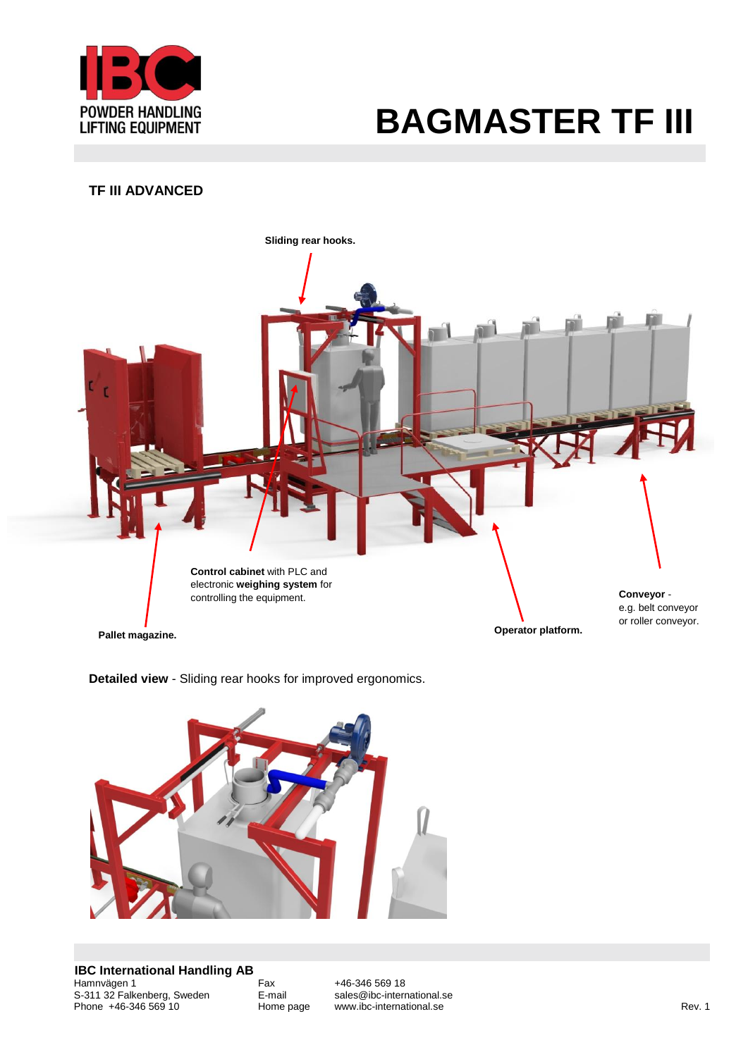# BAGMASTER TF III

## TF III ADVANCED

**Sliding rear hooks.**

**Control cabinet** with PLC and electronic **weighing system** for controlling the equipment.

**Conveyor** - e.g. belt conveyor or roller conveyor.

**Pallet magazine.**

**Operator platform.**

**Detailed view** - Sliding rear hooks for improved ergonomics.

**IBC International Handling AB**
Hamnvägen 1
S-311 32 Falkenberg, Sweden
Phone +46-346 569 10

Fax +46-346 569 18
E-mail sales@ibc-international.se
Home page www.ibc-international.se

Rev. 1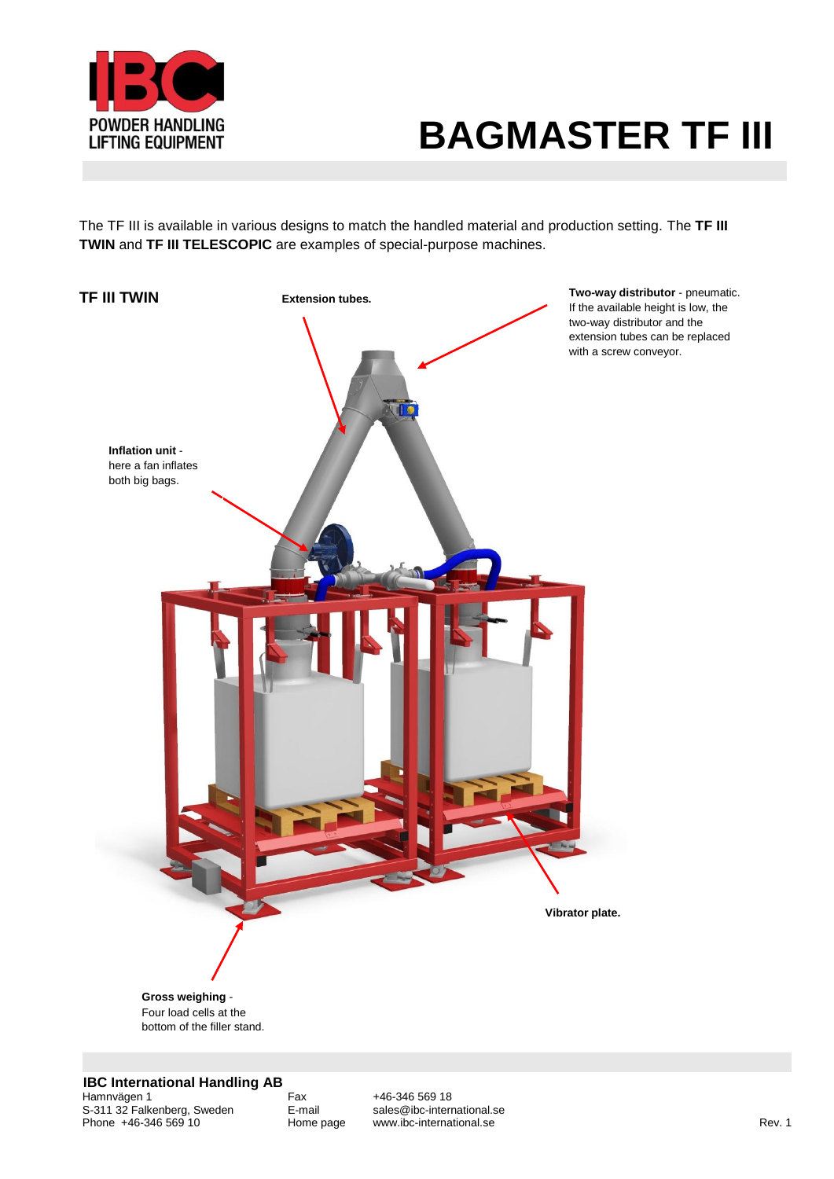# BAGMASTER TF III

The TF III is available in various designs to match the handled material and production setting. The **TF III TWIN** and **TF III TELESCOPIC** are examples of special-purpose machines.

## TF III TWIN

**Extension tubes.**

**Two-way distributor** - pneumatic. If the available height is low, the two-way distributor and the extension tubes can be replaced with a screw conveyor.

**Inflation unit** - here a fan inflates both big bags.

**Vibrator plate.**

**Gross weighing** - Four load cells at the bottom of the filler stand.

**IBC International Handling AB**
Hamnvägen 1
S-311 32 Falkenberg, Sweden
Phone +46-346 569 10

Fax +46-346 569 18
E-mail sales@ibc-international.se
Home page www.ibc-international.se

Rev. 1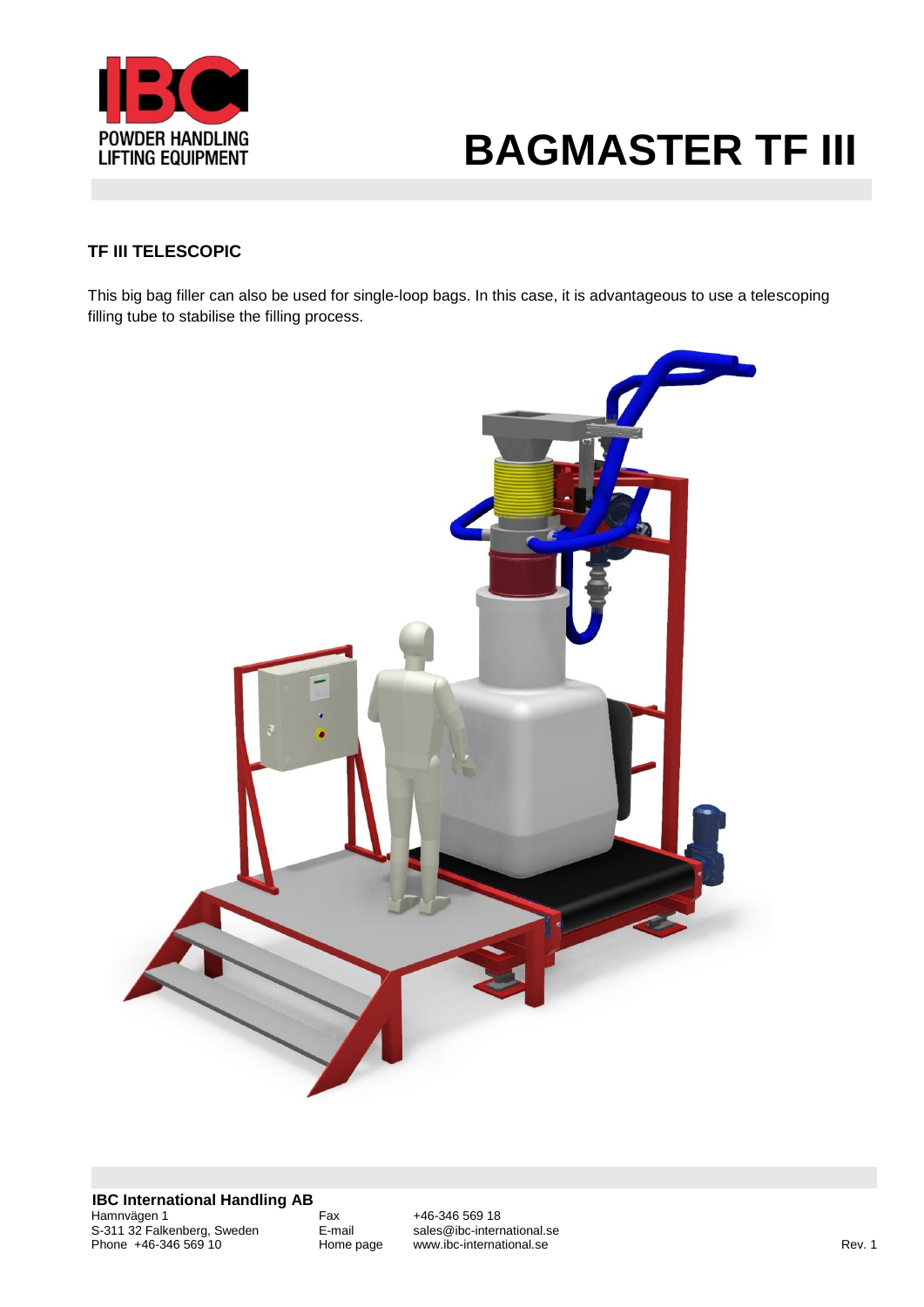# BAGMASTER TF III

### TF III TELESCOPIC

This big bag filler can also be used for single-loop bags. In this case, it is advantageous to use a telescoping filling tube to stabilise the filling process.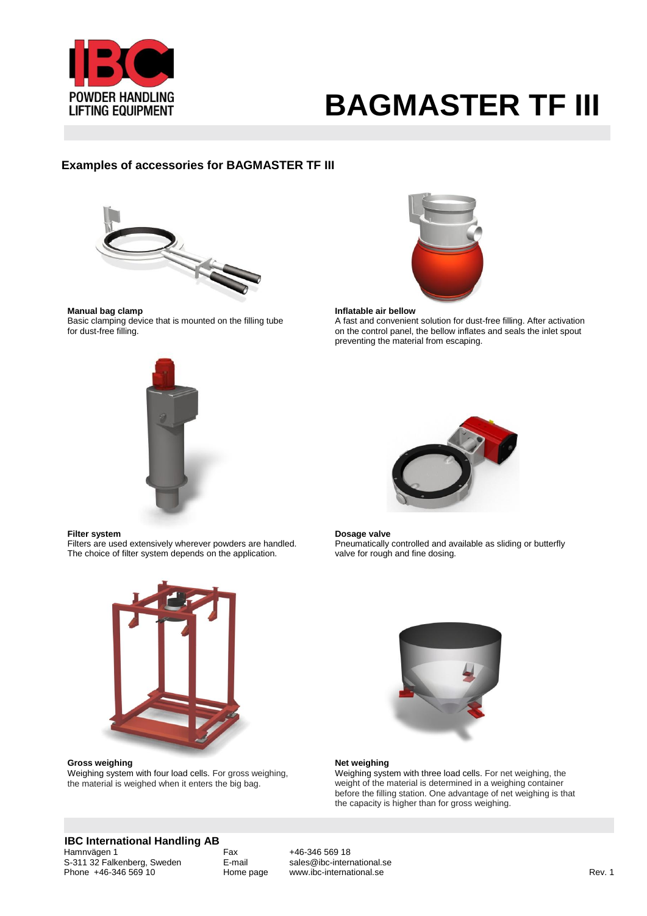# BAGMASTER TF III

## Examples of accessories for BAGMASTER TF III

**Manual bag clamp**
Basic clamping device that is mounted on the filling tube for dust-free filling.

**Inflatable air bellow**
A fast and convenient solution for dust-free filling. After activation on the control panel, the bellow inflates and seals the inlet spout preventing the material from escaping.

**Filter system**
Filters are used extensively wherever powders are handled. The choice of filter system depends on the application.

**Dosage valve**
Pneumatically controlled and available as sliding or butterfly valve for rough and fine dosing.

**Gross weighing**
Weighing system with four load cells. For gross weighing, the material is weighed when it enters the big bag.

**Net weighing**
Weighing system with three load cells. For net weighing, the weight of the material is determined in a weighing container before the filling station. One advantage of net weighing is that the capacity is higher than for gross weighing.

**IBC International Handling AB**
Hamnvägen 1
S-311 32 Falkenberg, Sweden
Phone +46-346 569 10

Fax +46-346 569 18
E-mail sales@ibc-international.se
Home page www.ibc-international.se

Rev. 1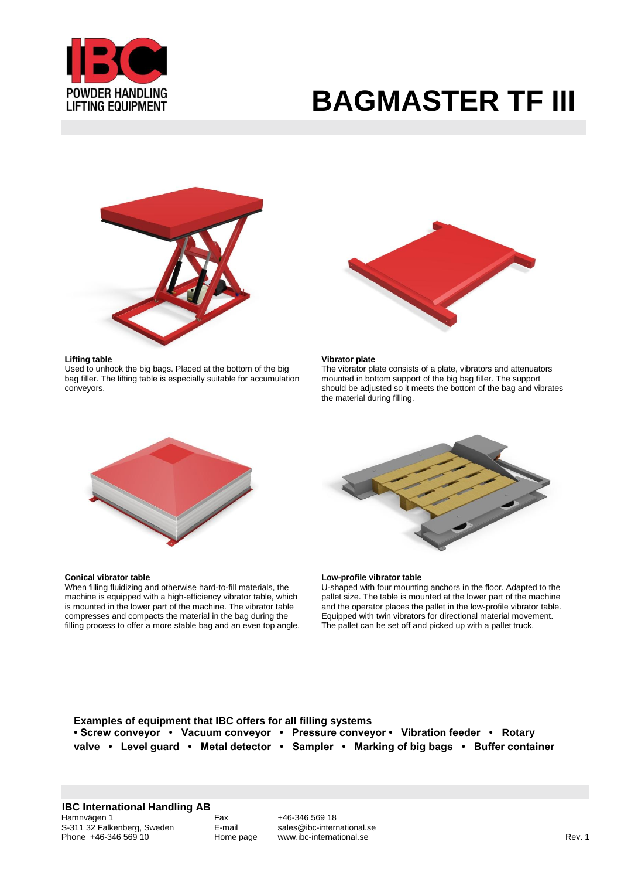# BAGMASTER TF III

### Lifting table

Used to unhook the big bags. Placed at the bottom of the big bag filler. The lifting table is especially suitable for accumulation conveyors.

### Vibrator plate

The vibrator plate consists of a plate, vibrators and attenuators mounted in bottom support of the big bag filler. The support should be adjusted so it meets the bottom of the bag and vibrates the material during filling.

### Conical vibrator table

When filling fluidizing and otherwise hard-to-fill materials, the machine is equipped with a high-efficiency vibrator table, which is mounted in the lower part of the machine. The vibrator table compresses and compacts the material in the bag during the filling process to offer a more stable bag and an even top angle.

### Low-profile vibrator table

U-shaped with four mounting anchors in the floor. Adapted to the pallet size. The table is mounted at the lower part of the machine and the operator places the pallet in the low-profile vibrator table. Equipped with twin vibrators for directional material movement. The pallet can be set off and picked up with a pallet truck.

**Examples of equipment that IBC offers for all filling systems**
**• Screw conveyor • Vacuum conveyor • Pressure conveyor • Vibration feeder • Rotary valve • Level guard • Metal detector • Sampler • Marking of big bags • Buffer container**

**IBC International Handling AB**
Hamnvägen 1
S-311 32 Falkenberg, Sweden
Phone +46-346 569 10

Fax +46-346 569 18
E-mail sales@ibc-international.se
Home page www.ibc-international.se

Rev. 1